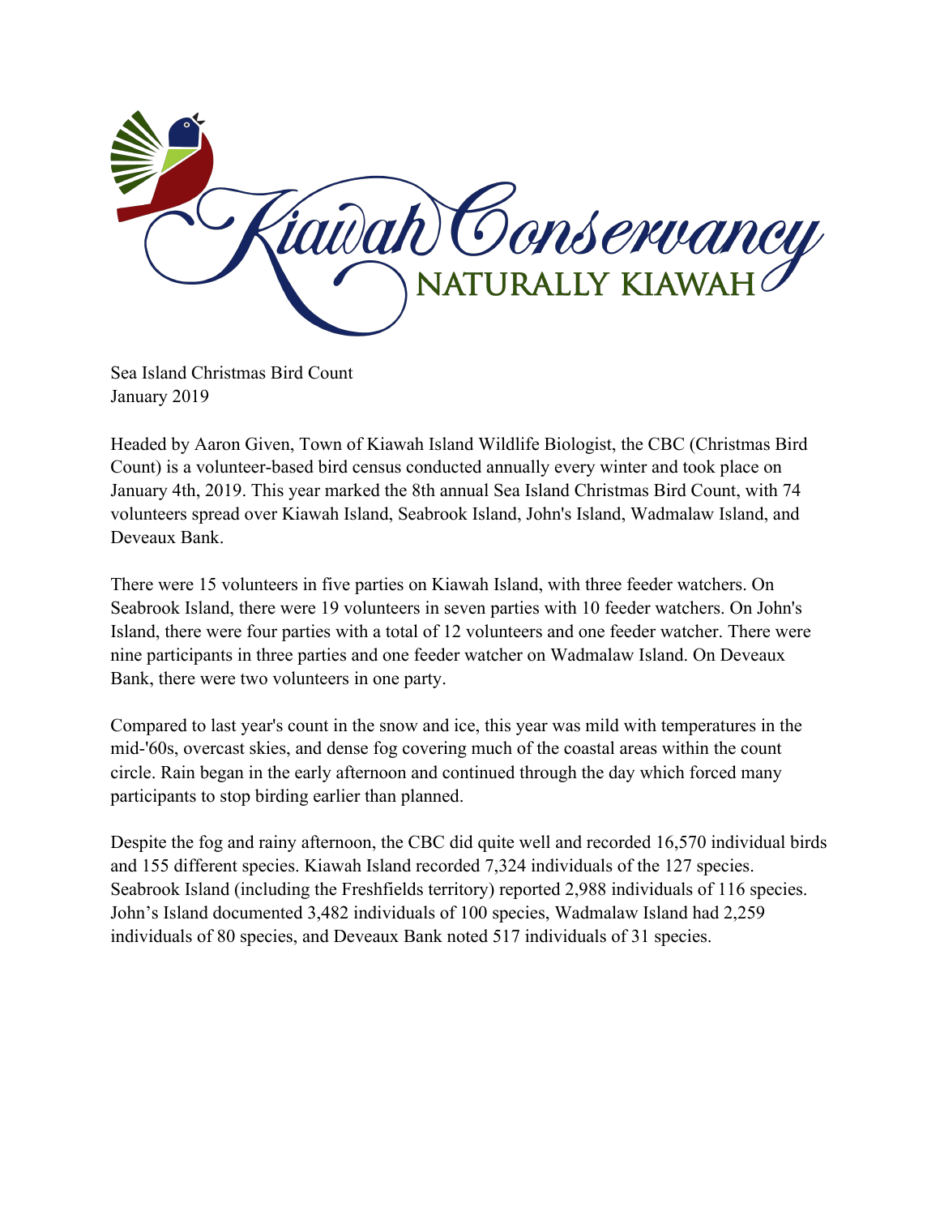Sea Island Christmas Bird Count
January 2019

Headed by Aaron Given, Town of Kiawah Island Wildlife Biologist, the CBC (Christmas Bird Count) is a volunteer-based bird census conducted annually every winter and took place on January 4th, 2019. This year marked the 8th annual Sea Island Christmas Bird Count, with 74 volunteers spread over Kiawah Island, Seabrook Island, John's Island, Wadmalaw Island, and Deveaux Bank.

There were 15 volunteers in five parties on Kiawah Island, with three feeder watchers. On Seabrook Island, there were 19 volunteers in seven parties with 10 feeder watchers. On John's Island, there were four parties with a total of 12 volunteers and one feeder watcher. There were nine participants in three parties and one feeder watcher on Wadmalaw Island. On Deveaux Bank, there were two volunteers in one party.

Compared to last year's count in the snow and ice, this year was mild with temperatures in the mid-'60s, overcast skies, and dense fog covering much of the coastal areas within the count circle. Rain began in the early afternoon and continued through the day which forced many participants to stop birding earlier than planned.

Despite the fog and rainy afternoon, the CBC did quite well and recorded 16,570 individual birds and 155 different species. Kiawah Island recorded 7,324 individuals of the 127 species. Seabrook Island (including the Freshfields territory) reported 2,988 individuals of 116 species. John's Island documented 3,482 individuals of 100 species, Wadmalaw Island had 2,259 individuals of 80 species, and Deveaux Bank noted 517 individuals of 31 species.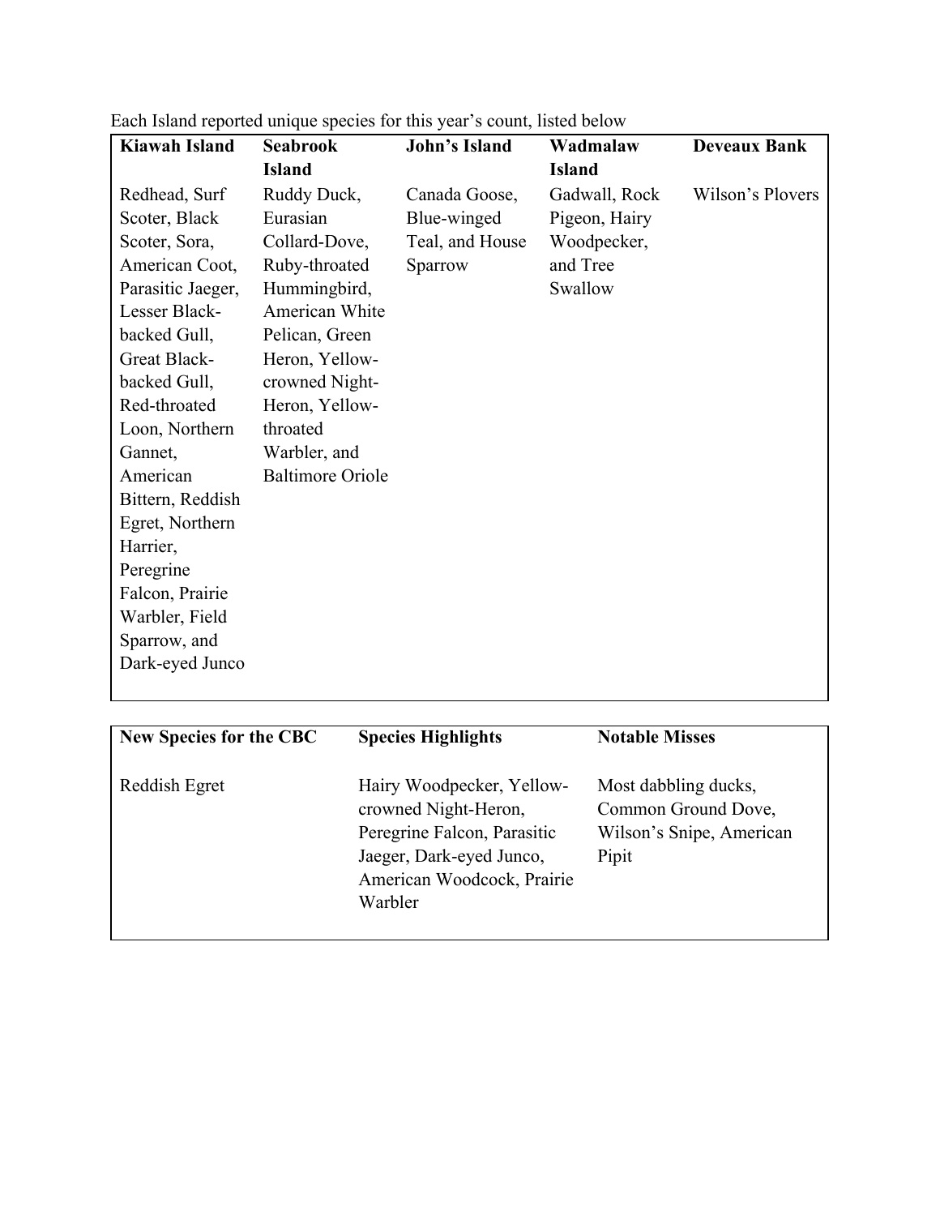Each Island reported unique species for this year's count, listed below

| Kiawah Island | Seabrook Island | John's Island | Wadmalaw Island | Deveaux Bank |
|---|---|---|---|---|
| Redhead, Surf Scoter, Black Scoter, Sora, American Coot, Parasitic Jaeger, Lesser Black-backed Gull, Great Black-backed Gull, Red-throated Loon, Northern Gannet, American Bittern, Reddish Egret, Northern Harrier, Peregrine Falcon, Prairie Warbler, Field Sparrow, and Dark-eyed Junco | Ruddy Duck, Eurasian Collard-Dove, Ruby-throated Hummingbird, American White Pelican, Green Heron, Yellow-crowned Night-Heron, Yellow-throated Warbler, and Baltimore Oriole | Canada Goose, Blue-winged Teal, and House Sparrow | Gadwall, Rock Pigeon, Hairy Woodpecker, and Tree Swallow | Wilson's Plovers |

| New Species for the CBC | Species Highlights | Notable Misses |
|---|---|---|
| Reddish Egret | Hairy Woodpecker, Yellow-crowned Night-Heron, Peregrine Falcon, Parasitic Jaeger, Dark-eyed Junco, American Woodcock, Prairie Warbler | Most dabbling ducks, Common Ground Dove, Wilson's Snipe, American Pipit |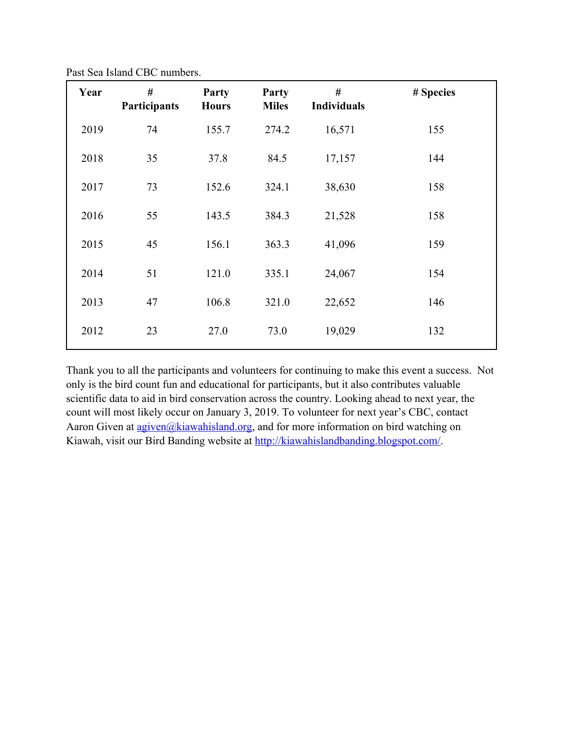Past Sea Island CBC numbers.

| Year | # Participants | Party Hours | Party Miles | # Individuals | # Species |
|---|---|---|---|---|---|
| 2019 | 74 | 155.7 | 274.2 | 16,571 | 155 |
| 2018 | 35 | 37.8 | 84.5 | 17,157 | 144 |
| 2017 | 73 | 152.6 | 324.1 | 38,630 | 158 |
| 2016 | 55 | 143.5 | 384.3 | 21,528 | 158 |
| 2015 | 45 | 156.1 | 363.3 | 41,096 | 159 |
| 2014 | 51 | 121.0 | 335.1 | 24,067 | 154 |
| 2013 | 47 | 106.8 | 321.0 | 22,652 | 146 |
| 2012 | 23 | 27.0 | 73.0 | 19,029 | 132 |

Thank you to all the participants and volunteers for continuing to make this event a success. Not only is the bird count fun and educational for participants, but it also contributes valuable scientific data to aid in bird conservation across the country. Looking ahead to next year, the count will most likely occur on January 3, 2019. To volunteer for next year's CBC, contact Aaron Given at [agiven@kiawahisland.org](mailto:agiven@kiawahisland.org), and for more information on bird watching on Kiawah, visit our Bird Banding website at [http://kiawahislandbanding.blogspot.com/](http://kiawahislandbanding.blogspot.com/).